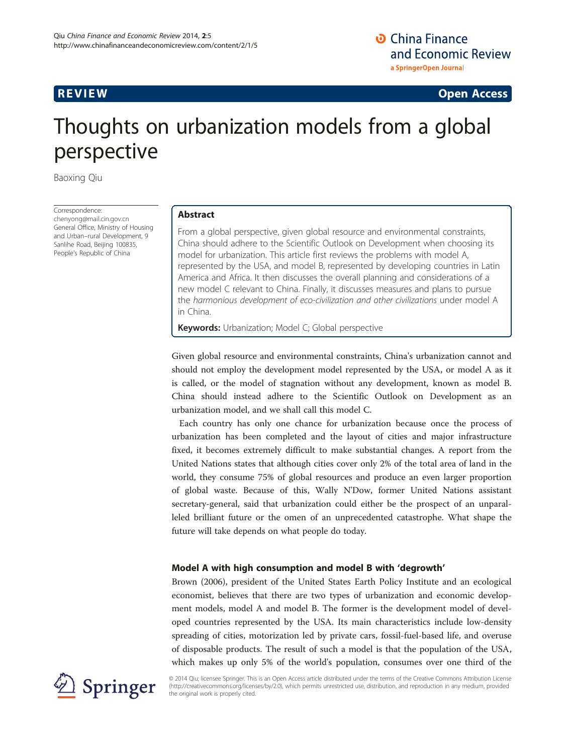REVIEW Open Access

# Thoughts on urbanization models from a global perspective

Baoxing Qiu

Correspondence: chenyong@mail.cin.gov.cn
General Office, Ministry of Housing and Urban–rural Development, 9 Sanlihe Road, Beijing 100835, People's Republic of China

## Abstract

From a global perspective, given global resource and environmental constraints, China should adhere to the Scientific Outlook on Development when choosing its model for urbanization. This article first reviews the problems with model A, represented by the USA, and model B, represented by developing countries in Latin America and Africa. It then discusses the overall planning and considerations of a new model C relevant to China. Finally, it discusses measures and plans to pursue the *harmonious development of eco-civilization and other civilizations* under model A in China.

**Keywords:** Urbanization; Model C; Global perspective

Given global resource and environmental constraints, China's urbanization cannot and should not employ the development model represented by the USA, or model A as it is called, or the model of stagnation without any development, known as model B. China should instead adhere to the Scientific Outlook on Development as an urbanization model, and we shall call this model C.

Each country has only one chance for urbanization because once the process of urbanization has been completed and the layout of cities and major infrastructure fixed, it becomes extremely difficult to make substantial changes. A report from the United Nations states that although cities cover only 2% of the total area of land in the world, they consume 75% of global resources and produce an even larger proportion of global waste. Because of this, Wally N'Dow, former United Nations assistant secretary-general, said that urbanization could either be the prospect of an unparalleled brilliant future or the omen of an unprecedented catastrophe. What shape the future will take depends on what people do today.

### Model A with high consumption and model B with 'degrowth'

Brown (2006), president of the United States Earth Policy Institute and an ecological economist, believes that there are two types of urbanization and economic development models, model A and model B. The former is the development model of developed countries represented by the USA. Its main characteristics include low-density spreading of cities, motorization led by private cars, fossil-fuel-based life, and overuse of disposable products. The result of such a model is that the population of the USA, which makes up only 5% of the world's population, consumes over one third of the

© 2014 Qiu; licensee Springer. This is an Open Access article distributed under the terms of the Creative Commons Attribution License (http://creativecommons.org/licenses/by/2.0), which permits unrestricted use, distribution, and reproduction in any medium, provided the original work is properly cited.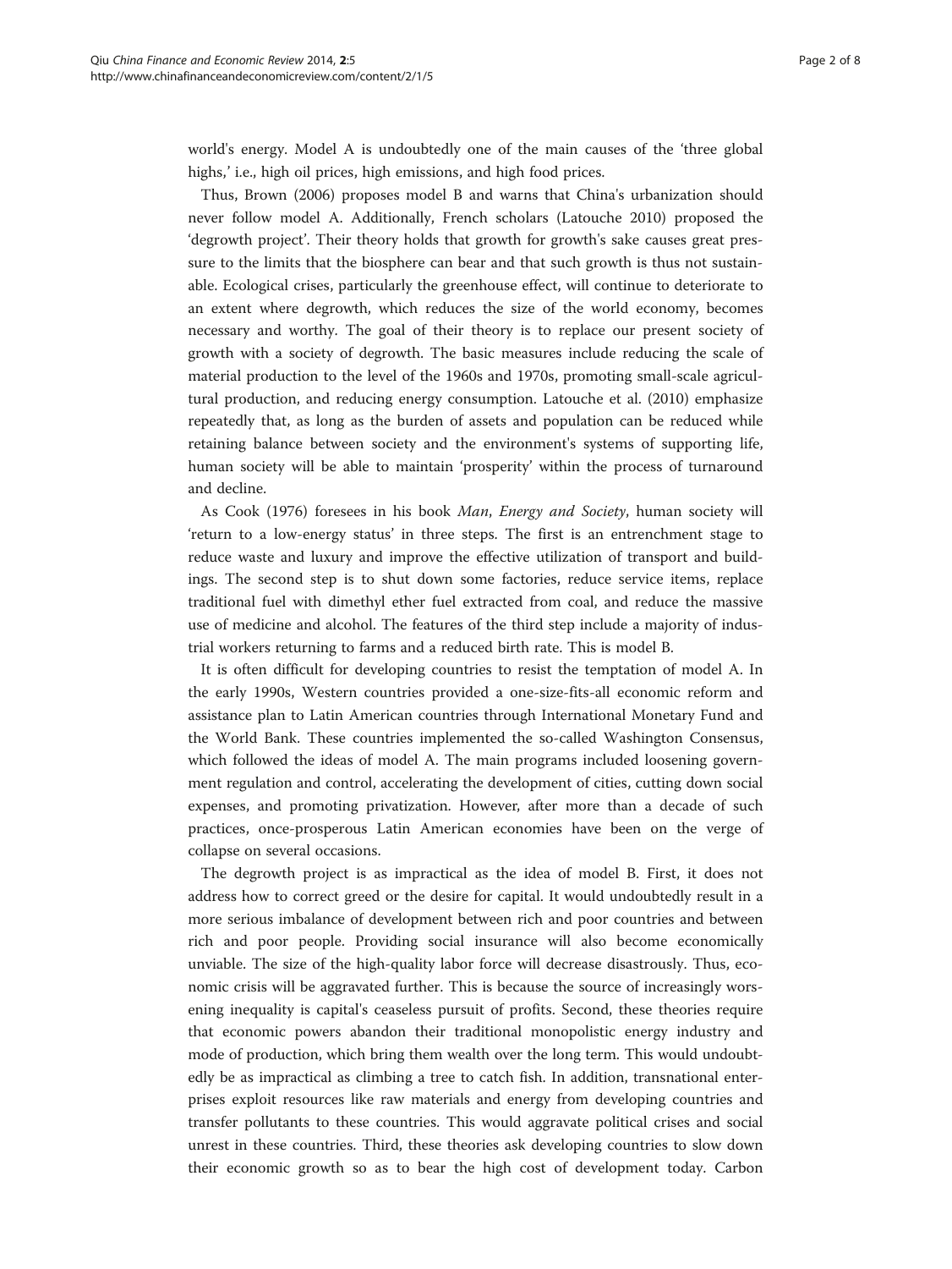world's energy. Model A is undoubtedly one of the main causes of the 'three global highs,' i.e., high oil prices, high emissions, and high food prices.

Thus, Brown (2006) proposes model B and warns that China's urbanization should never follow model A. Additionally, French scholars (Latouche 2010) proposed the 'degrowth project'. Their theory holds that growth for growth's sake causes great pressure to the limits that the biosphere can bear and that such growth is thus not sustainable. Ecological crises, particularly the greenhouse effect, will continue to deteriorate to an extent where degrowth, which reduces the size of the world economy, becomes necessary and worthy. The goal of their theory is to replace our present society of growth with a society of degrowth. The basic measures include reducing the scale of material production to the level of the 1960s and 1970s, promoting small-scale agricultural production, and reducing energy consumption. Latouche et al. (2010) emphasize repeatedly that, as long as the burden of assets and population can be reduced while retaining balance between society and the environment's systems of supporting life, human society will be able to maintain 'prosperity' within the process of turnaround and decline.

As Cook (1976) foresees in his book *Man, Energy and Society*, human society will 'return to a low-energy status' in three steps. The first is an entrenchment stage to reduce waste and luxury and improve the effective utilization of transport and buildings. The second step is to shut down some factories, reduce service items, replace traditional fuel with dimethyl ether fuel extracted from coal, and reduce the massive use of medicine and alcohol. The features of the third step include a majority of industrial workers returning to farms and a reduced birth rate. This is model B.

It is often difficult for developing countries to resist the temptation of model A. In the early 1990s, Western countries provided a one-size-fits-all economic reform and assistance plan to Latin American countries through International Monetary Fund and the World Bank. These countries implemented the so-called Washington Consensus, which followed the ideas of model A. The main programs included loosening government regulation and control, accelerating the development of cities, cutting down social expenses, and promoting privatization. However, after more than a decade of such practices, once-prosperous Latin American economies have been on the verge of collapse on several occasions.

The degrowth project is as impractical as the idea of model B. First, it does not address how to correct greed or the desire for capital. It would undoubtedly result in a more serious imbalance of development between rich and poor countries and between rich and poor people. Providing social insurance will also become economically unviable. The size of the high-quality labor force will decrease disastrously. Thus, economic crisis will be aggravated further. This is because the source of increasingly worsening inequality is capital's ceaseless pursuit of profits. Second, these theories require that economic powers abandon their traditional monopolistic energy industry and mode of production, which bring them wealth over the long term. This would undoubtedly be as impractical as climbing a tree to catch fish. In addition, transnational enterprises exploit resources like raw materials and energy from developing countries and transfer pollutants to these countries. This would aggravate political crises and social unrest in these countries. Third, these theories ask developing countries to slow down their economic growth so as to bear the high cost of development today. Carbon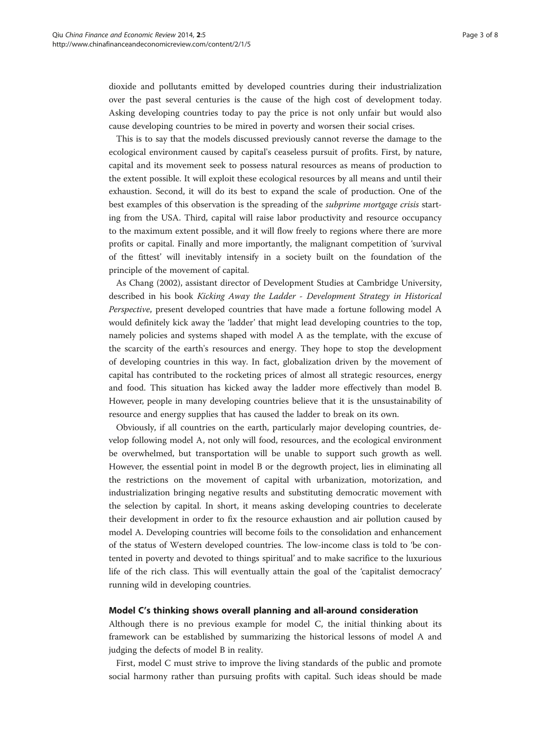dioxide and pollutants emitted by developed countries during their industrialization over the past several centuries is the cause of the high cost of development today. Asking developing countries today to pay the price is not only unfair but would also cause developing countries to be mired in poverty and worsen their social crises.

This is to say that the models discussed previously cannot reverse the damage to the ecological environment caused by capital's ceaseless pursuit of profits. First, by nature, capital and its movement seek to possess natural resources as means of production to the extent possible. It will exploit these ecological resources by all means and until their exhaustion. Second, it will do its best to expand the scale of production. One of the best examples of this observation is the spreading of the *subprime mortgage crisis* starting from the USA. Third, capital will raise labor productivity and resource occupancy to the maximum extent possible, and it will flow freely to regions where there are more profits or capital. Finally and more importantly, the malignant competition of 'survival of the fittest' will inevitably intensify in a society built on the foundation of the principle of the movement of capital.

As Chang (2002), assistant director of Development Studies at Cambridge University, described in his book *Kicking Away the Ladder - Development Strategy in Historical Perspective*, present developed countries that have made a fortune following model A would definitely kick away the 'ladder' that might lead developing countries to the top, namely policies and systems shaped with model A as the template, with the excuse of the scarcity of the earth's resources and energy. They hope to stop the development of developing countries in this way. In fact, globalization driven by the movement of capital has contributed to the rocketing prices of almost all strategic resources, energy and food. This situation has kicked away the ladder more effectively than model B. However, people in many developing countries believe that it is the unsustainability of resource and energy supplies that has caused the ladder to break on its own.

Obviously, if all countries on the earth, particularly major developing countries, develop following model A, not only will food, resources, and the ecological environment be overwhelmed, but transportation will be unable to support such growth as well. However, the essential point in model B or the degrowth project, lies in eliminating all the restrictions on the movement of capital with urbanization, motorization, and industrialization bringing negative results and substituting democratic movement with the selection by capital. In short, it means asking developing countries to decelerate their development in order to fix the resource exhaustion and air pollution caused by model A. Developing countries will become foils to the consolidation and enhancement of the status of Western developed countries. The low-income class is told to 'be contented in poverty and devoted to things spiritual' and to make sacrifice to the luxurious life of the rich class. This will eventually attain the goal of the 'capitalist democracy' running wild in developing countries.

## Model C's thinking shows overall planning and all-around consideration

Although there is no previous example for model C, the initial thinking about its framework can be established by summarizing the historical lessons of model A and judging the defects of model B in reality.

First, model C must strive to improve the living standards of the public and promote social harmony rather than pursuing profits with capital. Such ideas should be made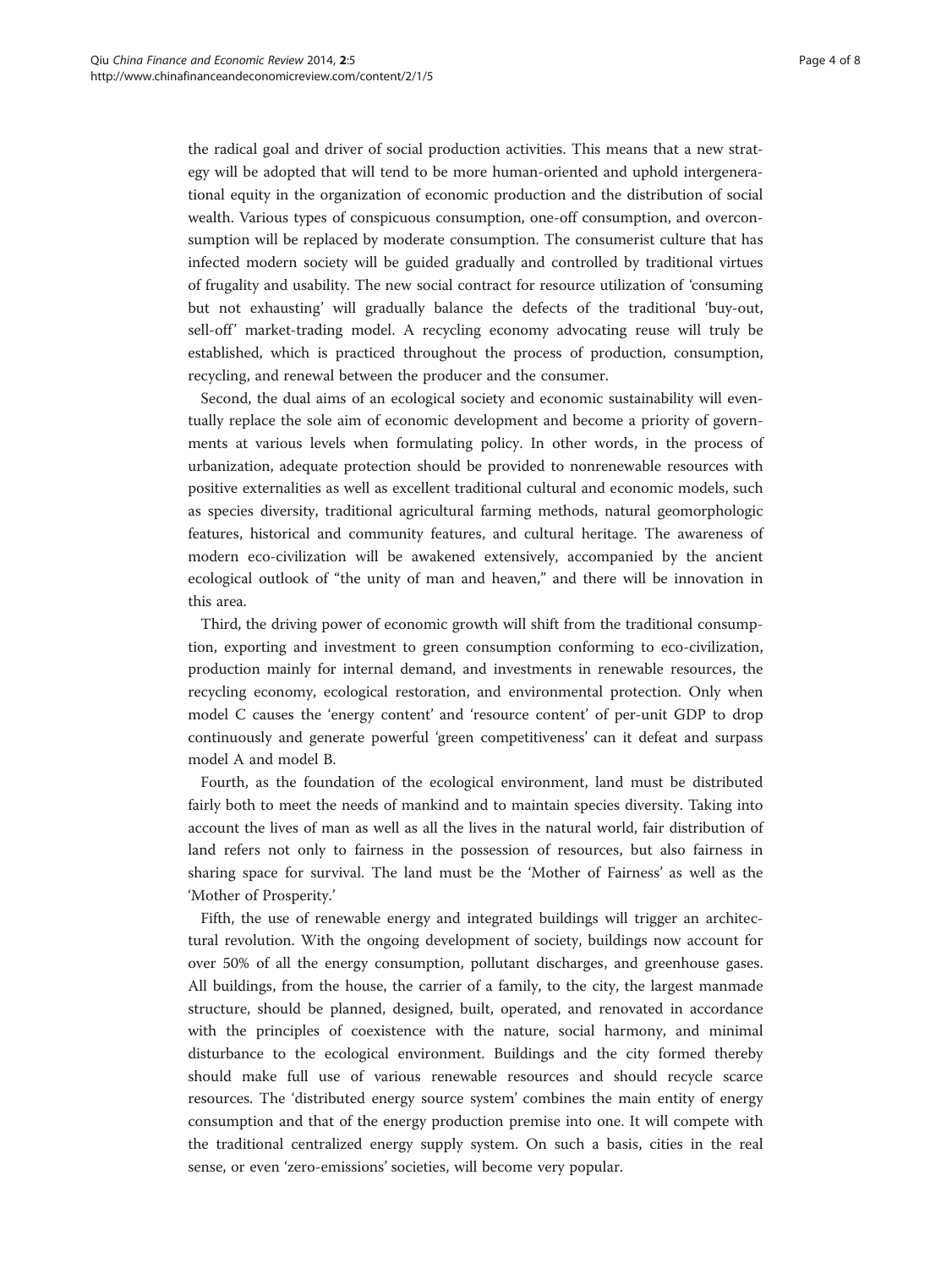the radical goal and driver of social production activities. This means that a new strategy will be adopted that will tend to be more human-oriented and uphold intergenerational equity in the organization of economic production and the distribution of social wealth. Various types of conspicuous consumption, one-off consumption, and overconsumption will be replaced by moderate consumption. The consumerist culture that has infected modern society will be guided gradually and controlled by traditional virtues of frugality and usability. The new social contract for resource utilization of 'consuming but not exhausting' will gradually balance the defects of the traditional 'buy-out, sell-off' market-trading model. A recycling economy advocating reuse will truly be established, which is practiced throughout the process of production, consumption, recycling, and renewal between the producer and the consumer.

Second, the dual aims of an ecological society and economic sustainability will eventually replace the sole aim of economic development and become a priority of governments at various levels when formulating policy. In other words, in the process of urbanization, adequate protection should be provided to nonrenewable resources with positive externalities as well as excellent traditional cultural and economic models, such as species diversity, traditional agricultural farming methods, natural geomorphologic features, historical and community features, and cultural heritage. The awareness of modern eco-civilization will be awakened extensively, accompanied by the ancient ecological outlook of "the unity of man and heaven," and there will be innovation in this area.

Third, the driving power of economic growth will shift from the traditional consumption, exporting and investment to green consumption conforming to eco-civilization, production mainly for internal demand, and investments in renewable resources, the recycling economy, ecological restoration, and environmental protection. Only when model C causes the 'energy content' and 'resource content' of per-unit GDP to drop continuously and generate powerful 'green competitiveness' can it defeat and surpass model A and model B.

Fourth, as the foundation of the ecological environment, land must be distributed fairly both to meet the needs of mankind and to maintain species diversity. Taking into account the lives of man as well as all the lives in the natural world, fair distribution of land refers not only to fairness in the possession of resources, but also fairness in sharing space for survival. The land must be the 'Mother of Fairness' as well as the 'Mother of Prosperity.'

Fifth, the use of renewable energy and integrated buildings will trigger an architectural revolution. With the ongoing development of society, buildings now account for over 50% of all the energy consumption, pollutant discharges, and greenhouse gases. All buildings, from the house, the carrier of a family, to the city, the largest manmade structure, should be planned, designed, built, operated, and renovated in accordance with the principles of coexistence with the nature, social harmony, and minimal disturbance to the ecological environment. Buildings and the city formed thereby should make full use of various renewable resources and should recycle scarce resources. The 'distributed energy source system' combines the main entity of energy consumption and that of the energy production premise into one. It will compete with the traditional centralized energy supply system. On such a basis, cities in the real sense, or even 'zero-emissions' societies, will become very popular.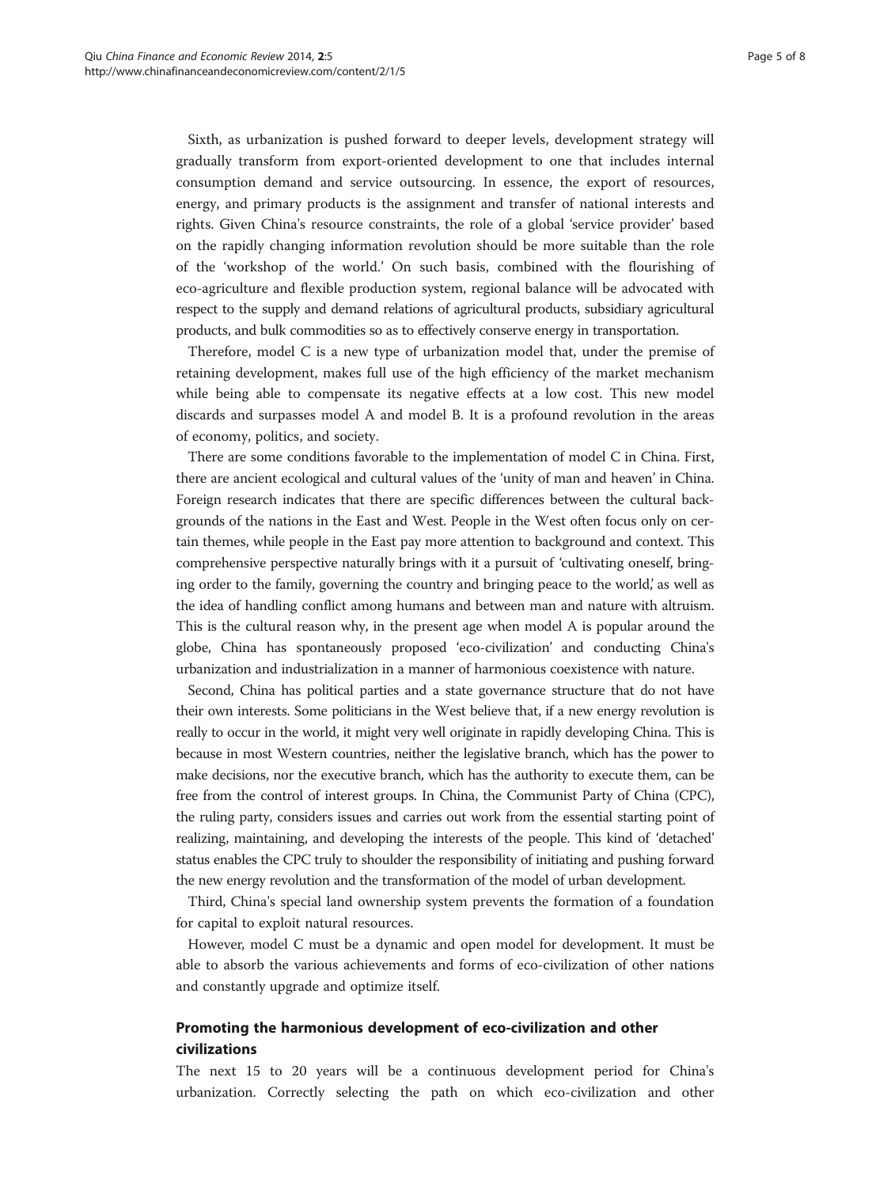Sixth, as urbanization is pushed forward to deeper levels, development strategy will gradually transform from export-oriented development to one that includes internal consumption demand and service outsourcing. In essence, the export of resources, energy, and primary products is the assignment and transfer of national interests and rights. Given China's resource constraints, the role of a global 'service provider' based on the rapidly changing information revolution should be more suitable than the role of the 'workshop of the world.' On such basis, combined with the flourishing of eco-agriculture and flexible production system, regional balance will be advocated with respect to the supply and demand relations of agricultural products, subsidiary agricultural products, and bulk commodities so as to effectively conserve energy in transportation.

Therefore, model C is a new type of urbanization model that, under the premise of retaining development, makes full use of the high efficiency of the market mechanism while being able to compensate its negative effects at a low cost. This new model discards and surpasses model A and model B. It is a profound revolution in the areas of economy, politics, and society.

There are some conditions favorable to the implementation of model C in China. First, there are ancient ecological and cultural values of the 'unity of man and heaven' in China. Foreign research indicates that there are specific differences between the cultural backgrounds of the nations in the East and West. People in the West often focus only on certain themes, while people in the East pay more attention to background and context. This comprehensive perspective naturally brings with it a pursuit of 'cultivating oneself, bringing order to the family, governing the country and bringing peace to the world,' as well as the idea of handling conflict among humans and between man and nature with altruism. This is the cultural reason why, in the present age when model A is popular around the globe, China has spontaneously proposed 'eco-civilization' and conducting China's urbanization and industrialization in a manner of harmonious coexistence with nature.

Second, China has political parties and a state governance structure that do not have their own interests. Some politicians in the West believe that, if a new energy revolution is really to occur in the world, it might very well originate in rapidly developing China. This is because in most Western countries, neither the legislative branch, which has the power to make decisions, nor the executive branch, which has the authority to execute them, can be free from the control of interest groups. In China, the Communist Party of China (CPC), the ruling party, considers issues and carries out work from the essential starting point of realizing, maintaining, and developing the interests of the people. This kind of 'detached' status enables the CPC truly to shoulder the responsibility of initiating and pushing forward the new energy revolution and the transformation of the model of urban development.

Third, China's special land ownership system prevents the formation of a foundation for capital to exploit natural resources.

However, model C must be a dynamic and open model for development. It must be able to absorb the various achievements and forms of eco-civilization of other nations and constantly upgrade and optimize itself.

## Promoting the harmonious development of eco-civilization and other civilizations

The next 15 to 20 years will be a continuous development period for China's urbanization. Correctly selecting the path on which eco-civilization and other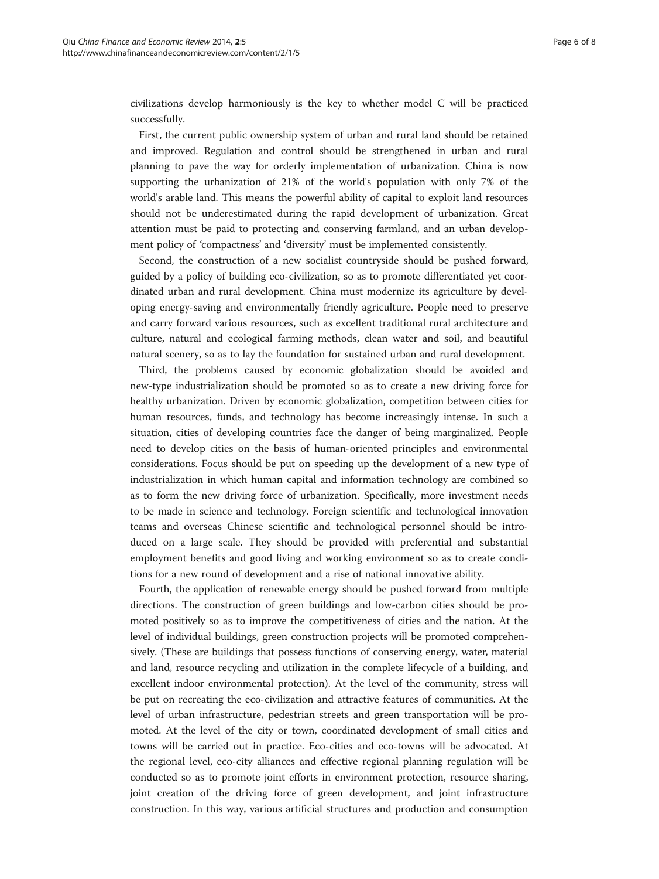civilizations develop harmoniously is the key to whether model C will be practiced successfully.

First, the current public ownership system of urban and rural land should be retained and improved. Regulation and control should be strengthened in urban and rural planning to pave the way for orderly implementation of urbanization. China is now supporting the urbanization of 21% of the world's population with only 7% of the world's arable land. This means the powerful ability of capital to exploit land resources should not be underestimated during the rapid development of urbanization. Great attention must be paid to protecting and conserving farmland, and an urban development policy of 'compactness' and 'diversity' must be implemented consistently.

Second, the construction of a new socialist countryside should be pushed forward, guided by a policy of building eco-civilization, so as to promote differentiated yet coordinated urban and rural development. China must modernize its agriculture by developing energy-saving and environmentally friendly agriculture. People need to preserve and carry forward various resources, such as excellent traditional rural architecture and culture, natural and ecological farming methods, clean water and soil, and beautiful natural scenery, so as to lay the foundation for sustained urban and rural development.

Third, the problems caused by economic globalization should be avoided and new-type industrialization should be promoted so as to create a new driving force for healthy urbanization. Driven by economic globalization, competition between cities for human resources, funds, and technology has become increasingly intense. In such a situation, cities of developing countries face the danger of being marginalized. People need to develop cities on the basis of human-oriented principles and environmental considerations. Focus should be put on speeding up the development of a new type of industrialization in which human capital and information technology are combined so as to form the new driving force of urbanization. Specifically, more investment needs to be made in science and technology. Foreign scientific and technological innovation teams and overseas Chinese scientific and technological personnel should be introduced on a large scale. They should be provided with preferential and substantial employment benefits and good living and working environment so as to create conditions for a new round of development and a rise of national innovative ability.

Fourth, the application of renewable energy should be pushed forward from multiple directions. The construction of green buildings and low-carbon cities should be promoted positively so as to improve the competitiveness of cities and the nation. At the level of individual buildings, green construction projects will be promoted comprehensively. (These are buildings that possess functions of conserving energy, water, material and land, resource recycling and utilization in the complete lifecycle of a building, and excellent indoor environmental protection). At the level of the community, stress will be put on recreating the eco-civilization and attractive features of communities. At the level of urban infrastructure, pedestrian streets and green transportation will be promoted. At the level of the city or town, coordinated development of small cities and towns will be carried out in practice. Eco-cities and eco-towns will be advocated. At the regional level, eco-city alliances and effective regional planning regulation will be conducted so as to promote joint efforts in environment protection, resource sharing, joint creation of the driving force of green development, and joint infrastructure construction. In this way, various artificial structures and production and consumption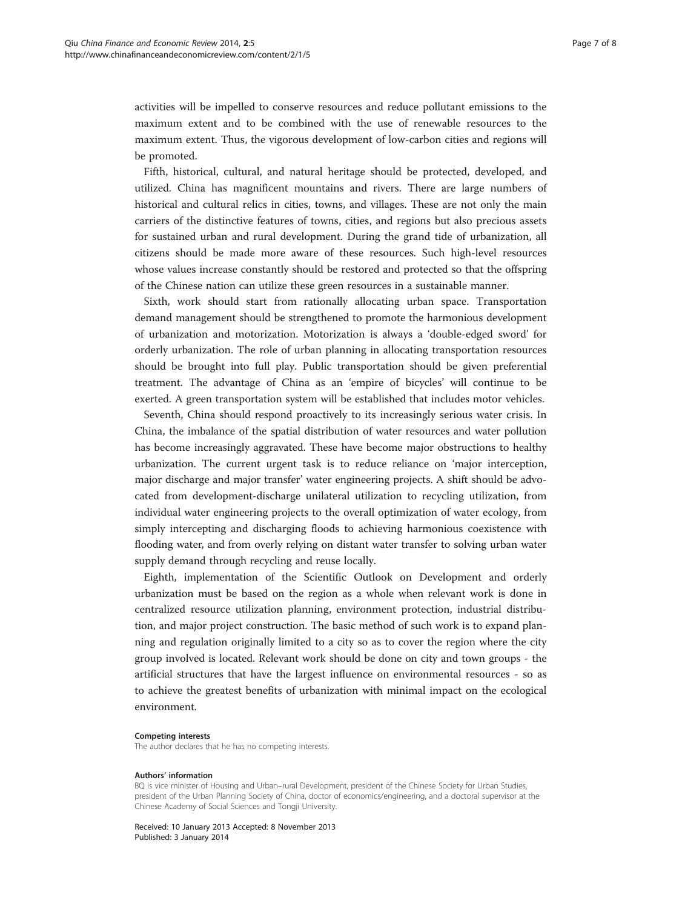activities will be impelled to conserve resources and reduce pollutant emissions to the maximum extent and to be combined with the use of renewable resources to the maximum extent. Thus, the vigorous development of low-carbon cities and regions will be promoted.

Fifth, historical, cultural, and natural heritage should be protected, developed, and utilized. China has magnificent mountains and rivers. There are large numbers of historical and cultural relics in cities, towns, and villages. These are not only the main carriers of the distinctive features of towns, cities, and regions but also precious assets for sustained urban and rural development. During the grand tide of urbanization, all citizens should be made more aware of these resources. Such high-level resources whose values increase constantly should be restored and protected so that the offspring of the Chinese nation can utilize these green resources in a sustainable manner.

Sixth, work should start from rationally allocating urban space. Transportation demand management should be strengthened to promote the harmonious development of urbanization and motorization. Motorization is always a 'double-edged sword' for orderly urbanization. The role of urban planning in allocating transportation resources should be brought into full play. Public transportation should be given preferential treatment. The advantage of China as an 'empire of bicycles' will continue to be exerted. A green transportation system will be established that includes motor vehicles.

Seventh, China should respond proactively to its increasingly serious water crisis. In China, the imbalance of the spatial distribution of water resources and water pollution has become increasingly aggravated. These have become major obstructions to healthy urbanization. The current urgent task is to reduce reliance on 'major interception, major discharge and major transfer' water engineering projects. A shift should be advocated from development-discharge unilateral utilization to recycling utilization, from individual water engineering projects to the overall optimization of water ecology, from simply intercepting and discharging floods to achieving harmonious coexistence with flooding water, and from overly relying on distant water transfer to solving urban water supply demand through recycling and reuse locally.

Eighth, implementation of the Scientific Outlook on Development and orderly urbanization must be based on the region as a whole when relevant work is done in centralized resource utilization planning, environment protection, industrial distribution, and major project construction. The basic method of such work is to expand planning and regulation originally limited to a city so as to cover the region where the city group involved is located. Relevant work should be done on city and town groups - the artificial structures that have the largest influence on environmental resources - so as to achieve the greatest benefits of urbanization with minimal impact on the ecological environment.

#### Competing interests

The author declares that he has no competing interests.

#### Authors' information

BQ is vice minister of Housing and Urban–rural Development, president of the Chinese Society for Urban Studies, president of the Urban Planning Society of China, doctor of economics/engineering, and a doctoral supervisor at the Chinese Academy of Social Sciences and Tongji University.

Received: 10 January 2013 Accepted: 8 November 2013
Published: 3 January 2014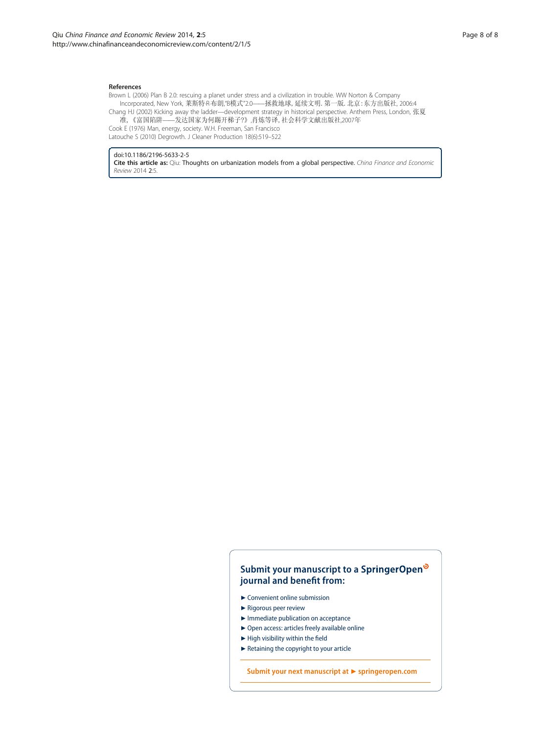#### References

Brown L (2006) Plan B 2.0: rescuing a planet under stress and a civilization in trouble. WW Norton & Company Incorporated, New York, 莱斯特·R·布朗,"B模式"2.0——拯救地球, 延续文明. 第一版. 北京: 东方出版社, 2006:4

Chang HJ (2002) Kicking away the ladder—development strategy in historical perspective. Anthem Press, London, 张夏准, 《富国陷阱——发达国家为何踢开梯子?》,肖炼等译, 社会科学文献出版社,2007年

Cook E (1976) Man, energy, society. W.H. Freeman, San Francisco

Latouche S (2010) Degrowth. J Cleaner Production 18(6):519–522

doi:10.1186/2196-5633-2-5

**Cite this article as:** Qiu: Thoughts on urbanization models from a global perspective. *China Finance and Economic Review* 2014 **2**:5.

**Submit your manuscript to a SpringerOpen journal and benefit from:**

- ► Convenient online submission
- ► Rigorous peer review
- ► Immediate publication on acceptance
- ► Open access: articles freely available online
- ► High visibility within the field
- ► Retaining the copyright to your article

**Submit your next manuscript at ► springeropen.com**